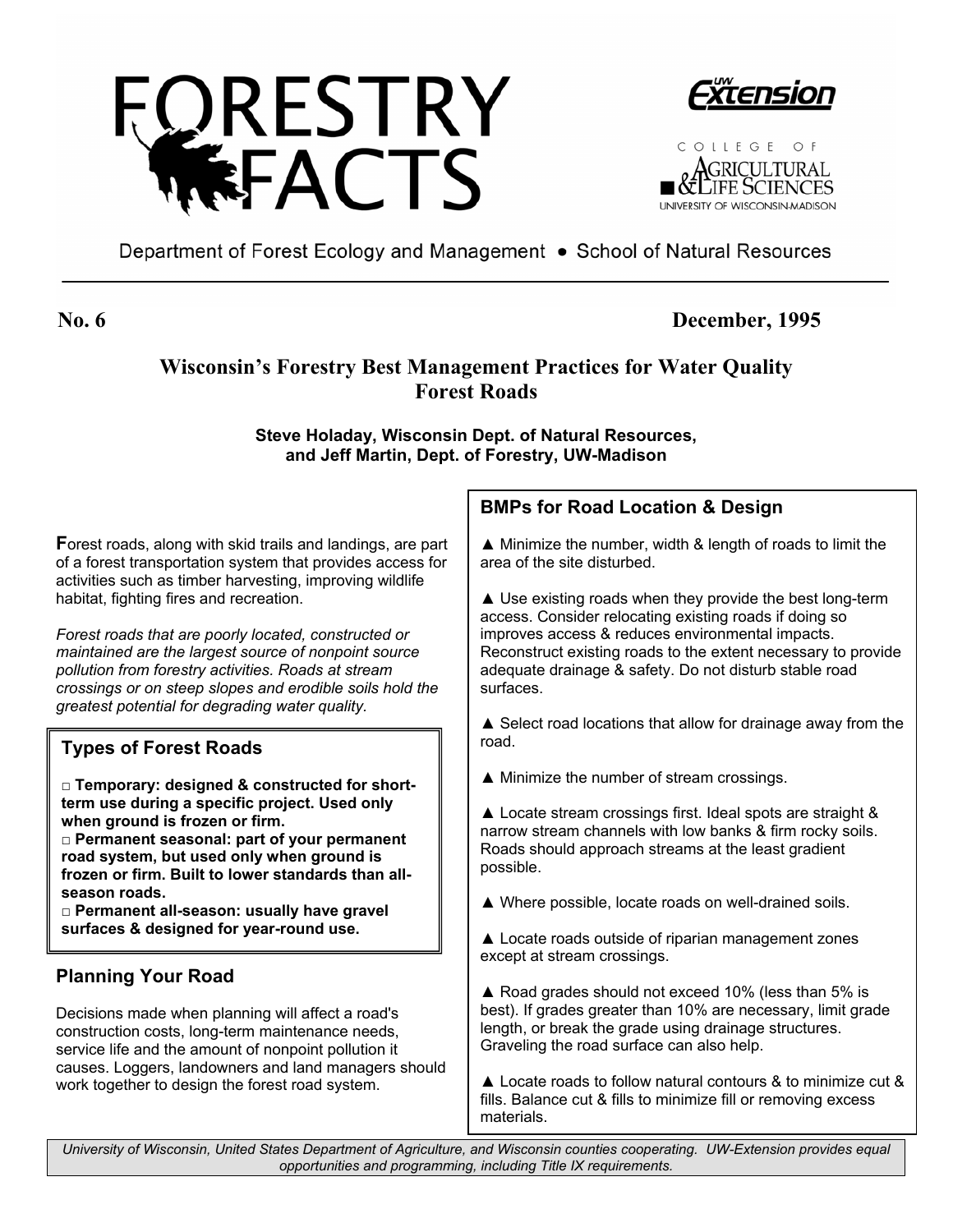# FORESTRY FACTS

UW Extension

COLLEGE OF AGRICULTURAL & LIFE SCIENCES
UNIVERSITY OF WISCONSIN-MADISON

Department of Forest Ecology and Management • School of Natural Resources

**No. 6** **December, 1995**

## Wisconsin's Forestry Best Management Practices for Water Quality Forest Roads

**Steve Holaday, Wisconsin Dept. of Natural Resources, and Jeff Martin, Dept. of Forestry, UW-Madison**

**F**orest roads, along with skid trails and landings, are part of a forest transportation system that provides access for activities such as timber harvesting, improving wildlife habitat, fighting fires and recreation.

*Forest roads that are poorly located, constructed or maintained are the largest source of nonpoint source pollution from forestry activities. Roads at stream crossings or on steep slopes and erodible soils hold the greatest potential for degrading water quality.*

### Types of Forest Roads

- **Temporary: designed & constructed for short-term use during a specific project. Used only when ground is frozen or firm.**
- **Permanent seasonal: part of your permanent road system, but used only when ground is frozen or firm. Built to lower standards than all-season roads.**
- **Permanent all-season: usually have gravel surfaces & designed for year-round use.**

### Planning Your Road

Decisions made when planning will affect a road's construction costs, long-term maintenance needs, service life and the amount of nonpoint pollution it causes. Loggers, landowners and land managers should work together to design the forest road system.

### BMPs for Road Location & Design

▲ Minimize the number, width & length of roads to limit the area of the site disturbed.

▲ Use existing roads when they provide the best long-term access. Consider relocating existing roads if doing so improves access & reduces environmental impacts. Reconstruct existing roads to the extent necessary to provide adequate drainage & safety. Do not disturb stable road surfaces.

▲ Select road locations that allow for drainage away from the road.

▲ Minimize the number of stream crossings.

▲ Locate stream crossings first. Ideal spots are straight & narrow stream channels with low banks & firm rocky soils. Roads should approach streams at the least gradient possible.

▲ Where possible, locate roads on well-drained soils.

▲ Locate roads outside of riparian management zones except at stream crossings.

▲ Road grades should not exceed 10% (less than 5% is best). If grades greater than 10% are necessary, limit grade length, or break the grade using drainage structures. Graveling the road surface can also help.

▲ Locate roads to follow natural contours & to minimize cut & fills. Balance cut & fills to minimize fill or removing excess materials.

*University of Wisconsin, United States Department of Agriculture, and Wisconsin counties cooperating. UW-Extension provides equal opportunities and programming, including Title IX requirements.*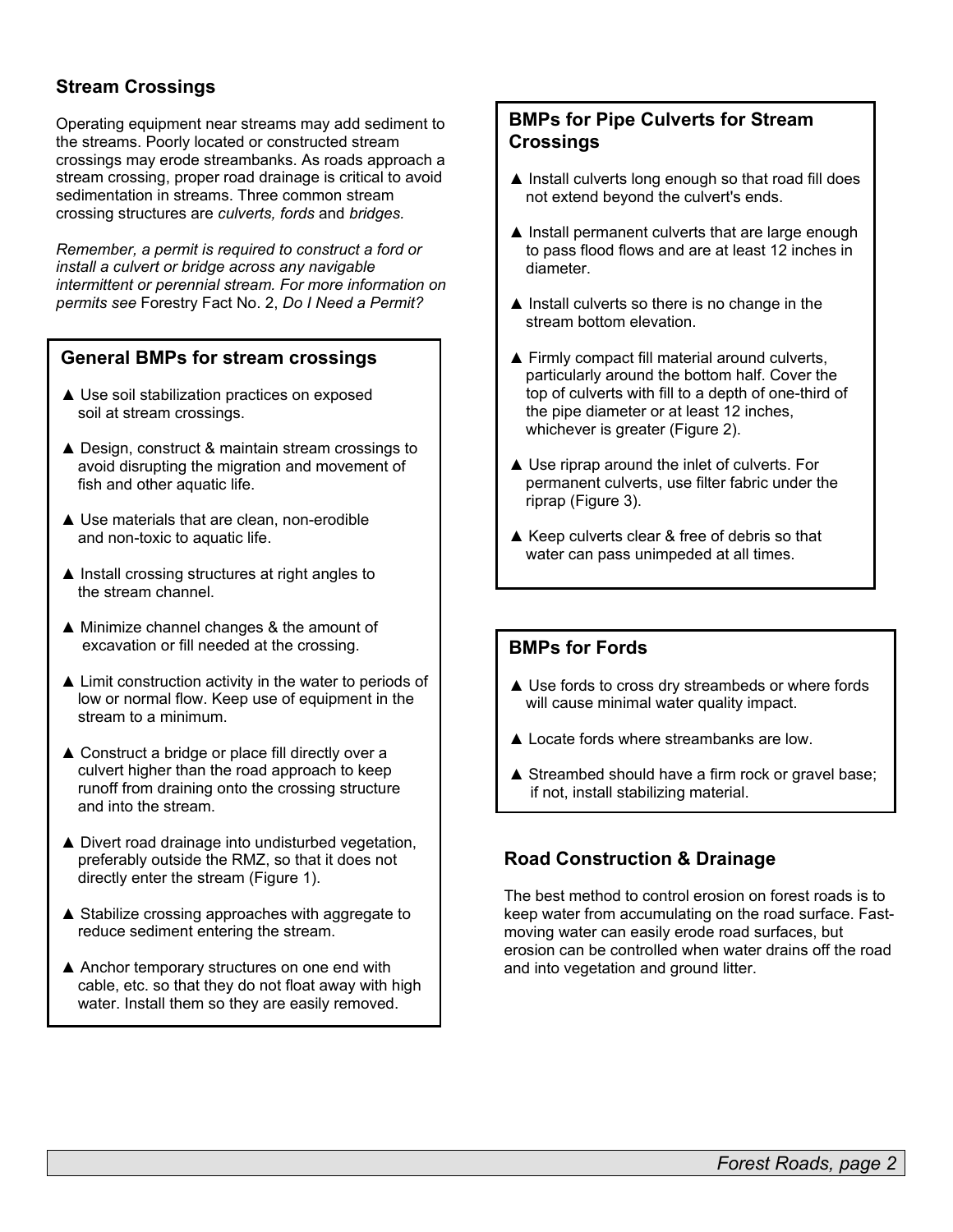## Stream Crossings

Operating equipment near streams may add sediment to the streams. Poorly located or constructed stream crossings may erode streambanks. As roads approach a stream crossing, proper road drainage is critical to avoid sedimentation in streams. Three common stream crossing structures are *culverts, fords* and *bridges.*

*Remember, a permit is required to construct a ford or install a culvert or bridge across any navigable intermittent or perennial stream. For more information on permits see* Forestry Fact No. 2, *Do I Need a Permit?*

### General BMPs for stream crossings

- ▲ Use soil stabilization practices on exposed soil at stream crossings.
- ▲ Design, construct & maintain stream crossings to avoid disrupting the migration and movement of fish and other aquatic life.
- ▲ Use materials that are clean, non-erodible and non-toxic to aquatic life.
- ▲ Install crossing structures at right angles to the stream channel.
- ▲ Minimize channel changes & the amount of excavation or fill needed at the crossing.
- ▲ Limit construction activity in the water to periods of low or normal flow. Keep use of equipment in the stream to a minimum.
- ▲ Construct a bridge or place fill directly over a culvert higher than the road approach to keep runoff from draining onto the crossing structure and into the stream.
- ▲ Divert road drainage into undisturbed vegetation, preferably outside the RMZ, so that it does not directly enter the stream (Figure 1).
- ▲ Stabilize crossing approaches with aggregate to reduce sediment entering the stream.
- ▲ Anchor temporary structures on one end with cable, etc. so that they do not float away with high water. Install them so they are easily removed.

### BMPs for Pipe Culverts for Stream Crossings

- ▲ Install culverts long enough so that road fill does not extend beyond the culvert's ends.
- ▲ Install permanent culverts that are large enough to pass flood flows and are at least 12 inches in diameter.
- ▲ Install culverts so there is no change in the stream bottom elevation.
- ▲ Firmly compact fill material around culverts, particularly around the bottom half. Cover the top of culverts with fill to a depth of one-third of the pipe diameter or at least 12 inches, whichever is greater (Figure 2).
- ▲ Use riprap around the inlet of culverts. For permanent culverts, use filter fabric under the riprap (Figure 3).
- ▲ Keep culverts clear & free of debris so that water can pass unimpeded at all times.

### BMPs for Fords

- ▲ Use fords to cross dry streambeds or where fords will cause minimal water quality impact.
- ▲ Locate fords where streambanks are low.
- ▲ Streambed should have a firm rock or gravel base; if not, install stabilizing material.

## Road Construction & Drainage

The best method to control erosion on forest roads is to keep water from accumulating on the road surface. Fast-moving water can easily erode road surfaces, but erosion can be controlled when water drains off the road and into vegetation and ground litter.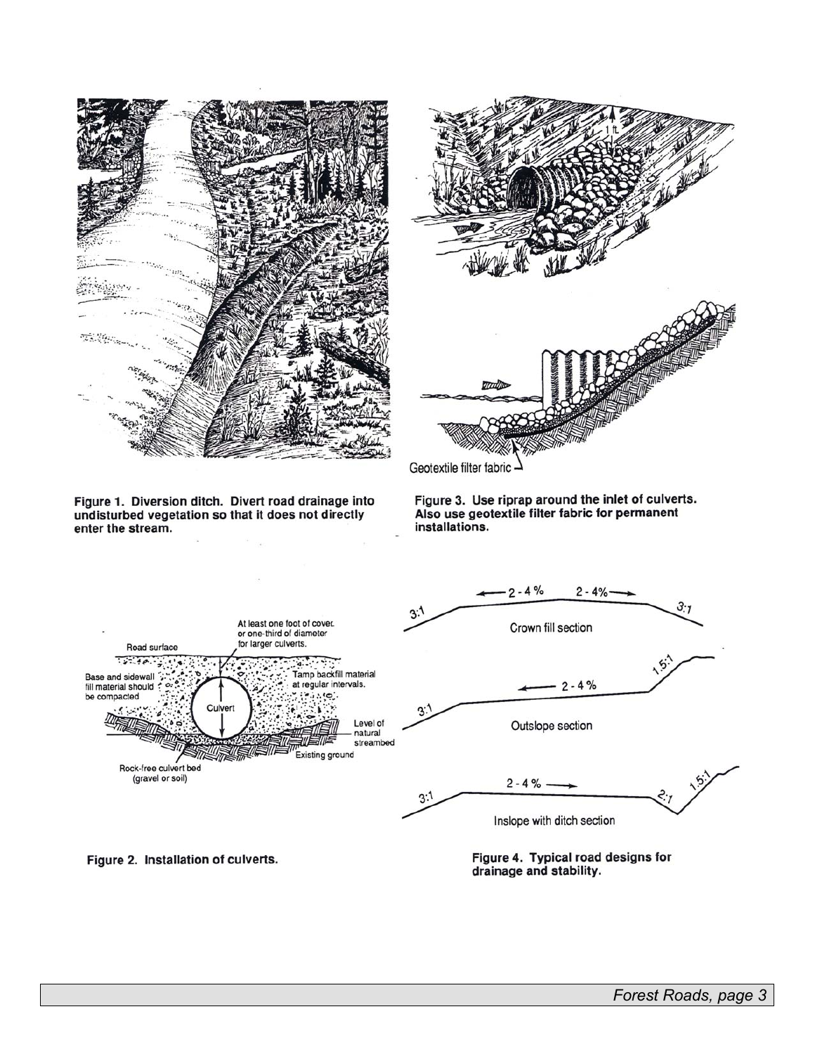Geotextile filter fabric

Figure 1. Diversion ditch. Divert road drainage into undisturbed vegetation so that it does not directly enter the stream.

Figure 3. Use riprap around the inlet of culverts. Also use geotextile filter fabric for permanent installations.

At least one foot of cover or one-third of diameter for larger culverts.

Road surface

Base and sidewall fill material should be compacted

Tamp backfill material at regular intervals.

Culvert

Level of natural streambed

Existing ground

Rock-free culvert bed (gravel or soil)

Figure 2. Installation of culverts.

Crown fill section

Outslope section

Inslope with ditch section

Figure 4. Typical road designs for drainage and stability.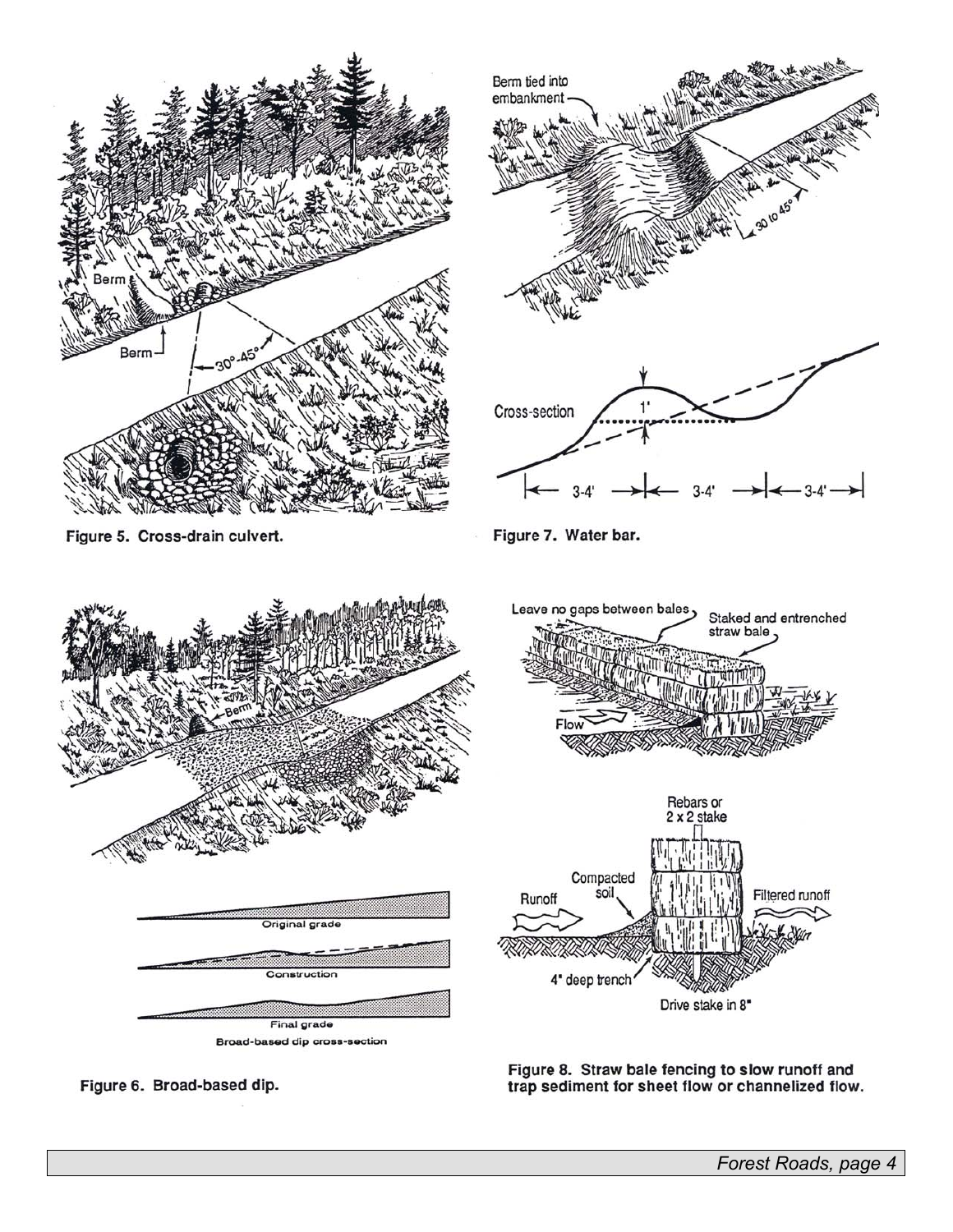Figure 5. Cross-drain culvert.

Figure 7. Water bar.

Figure 6. Broad-based dip.

Figure 8. Straw bale fencing to slow runoff and trap sediment for sheet flow or channelized flow.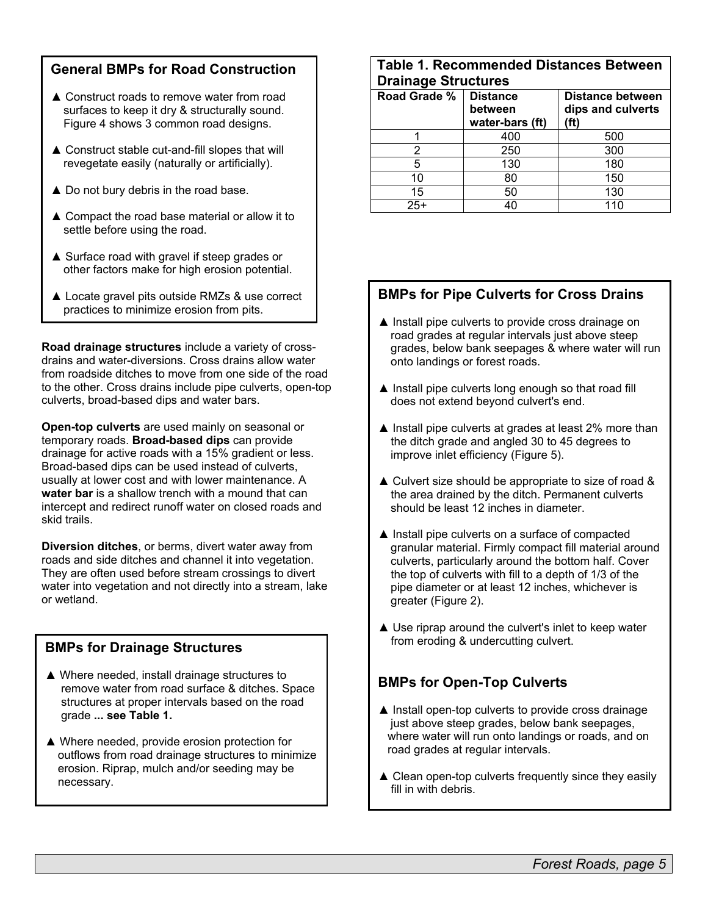### General BMPs for Road Construction

- ▲ Construct roads to remove water from road surfaces to keep it dry & structurally sound. Figure 4 shows 3 common road designs.
- ▲ Construct stable cut-and-fill slopes that will revegetate easily (naturally or artificially).
- ▲ Do not bury debris in the road base.
- ▲ Compact the road base material or allow it to settle before using the road.
- ▲ Surface road with gravel if steep grades or other factors make for high erosion potential.
- ▲ Locate gravel pits outside RMZs & use correct practices to minimize erosion from pits.

**Road drainage structures** include a variety of cross-drains and water-diversions. Cross drains allow water from roadside ditches to move from one side of the road to the other. Cross drains include pipe culverts, open-top culverts, broad-based dips and water bars.

**Open-top culverts** are used mainly on seasonal or temporary roads. **Broad-based dips** can provide drainage for active roads with a 15% gradient or less. Broad-based dips can be used instead of culverts, usually at lower cost and with lower maintenance. A **water bar** is a shallow trench with a mound that can intercept and redirect runoff water on closed roads and skid trails.

**Diversion ditches**, or berms, divert water away from roads and side ditches and channel it into vegetation. They are often used before stream crossings to divert water into vegetation and not directly into a stream, lake or wetland.

### BMPs for Drainage Structures

- ▲ Where needed, install drainage structures to remove water from road surface & ditches. Space structures at proper intervals based on the road grade **... see Table 1.**
- ▲ Where needed, provide erosion protection for outflows from road drainage structures to minimize erosion. Riprap, mulch and/or seeding may be necessary.

**Table 1. Recommended Distances Between Drainage Structures**

| Road Grade % | Distance between water-bars (ft) | Distance between dips and culverts (ft) |
|---|---|---|
| 1 | 400 | 500 |
| 2 | 250 | 300 |
| 5 | 130 | 180 |
| 10 | 80 | 150 |
| 15 | 50 | 130 |
| 25+ | 40 | 110 |

### BMPs for Pipe Culverts for Cross Drains

- ▲ Install pipe culverts to provide cross drainage on road grades at regular intervals just above steep grades, below bank seepages & where water will run onto landings or forest roads.
- ▲ Install pipe culverts long enough so that road fill does not extend beyond culvert's end.
- ▲ Install pipe culverts at grades at least 2% more than the ditch grade and angled 30 to 45 degrees to improve inlet efficiency (Figure 5).
- ▲ Culvert size should be appropriate to size of road & the area drained by the ditch. Permanent culverts should be least 12 inches in diameter.
- ▲ Install pipe culverts on a surface of compacted granular material. Firmly compact fill material around culverts, particularly around the bottom half. Cover the top of culverts with fill to a depth of 1/3 of the pipe diameter or at least 12 inches, whichever is greater (Figure 2).
- ▲ Use riprap around the culvert's inlet to keep water from eroding & undercutting culvert.

### BMPs for Open-Top Culverts

- ▲ Install open-top culverts to provide cross drainage just above steep grades, below bank seepages, where water will run onto landings or roads, and on road grades at regular intervals.
- ▲ Clean open-top culverts frequently since they easily fill in with debris.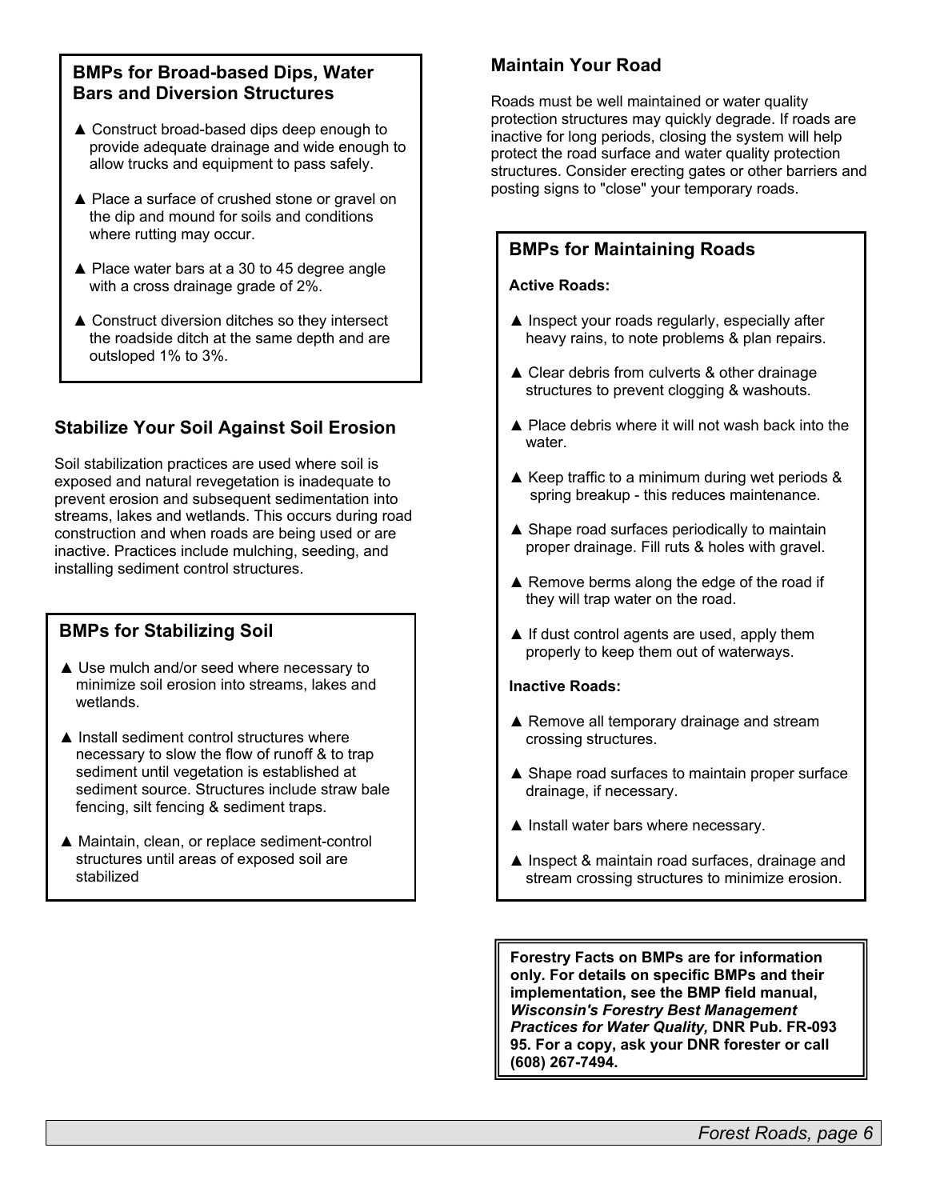### BMPs for Broad-based Dips, Water Bars and Diversion Structures

▲ Construct broad-based dips deep enough to provide adequate drainage and wide enough to allow trucks and equipment to pass safely.

▲ Place a surface of crushed stone or gravel on the dip and mound for soils and conditions where rutting may occur.

▲ Place water bars at a 30 to 45 degree angle with a cross drainage grade of 2%.

▲ Construct diversion ditches so they intersect the roadside ditch at the same depth and are outsloped 1% to 3%.

## Stabilize Your Soil Against Soil Erosion

Soil stabilization practices are used where soil is exposed and natural revegetation is inadequate to prevent erosion and subsequent sedimentation into streams, lakes and wetlands. This occurs during road construction and when roads are being used or are inactive. Practices include mulching, seeding, and installing sediment control structures.

### BMPs for Stabilizing Soil

▲ Use mulch and/or seed where necessary to minimize soil erosion into streams, lakes and wetlands.

▲ Install sediment control structures where necessary to slow the flow of runoff & to trap sediment until vegetation is established at sediment source. Structures include straw bale fencing, silt fencing & sediment traps.

▲ Maintain, clean, or replace sediment-control structures until areas of exposed soil are stabilized

## Maintain Your Road

Roads must be well maintained or water quality protection structures may quickly degrade. If roads are inactive for long periods, closing the system will help protect the road surface and water quality protection structures. Consider erecting gates or other barriers and posting signs to "close" your temporary roads.

### BMPs for Maintaining Roads

**Active Roads:**

▲ Inspect your roads regularly, especially after heavy rains, to note problems & plan repairs.

▲ Clear debris from culverts & other drainage structures to prevent clogging & washouts.

▲ Place debris where it will not wash back into the water.

▲ Keep traffic to a minimum during wet periods & spring breakup - this reduces maintenance.

▲ Shape road surfaces periodically to maintain proper drainage. Fill ruts & holes with gravel.

▲ Remove berms along the edge of the road if they will trap water on the road.

▲ If dust control agents are used, apply them properly to keep them out of waterways.

**Inactive Roads:**

▲ Remove all temporary drainage and stream crossing structures.

▲ Shape road surfaces to maintain proper surface drainage, if necessary.

▲ Install water bars where necessary.

▲ Inspect & maintain road surfaces, drainage and stream crossing structures to minimize erosion.

**Forestry Facts on BMPs are for information only. For details on specific BMPs and their implementation, see the BMP field manual, *Wisconsin's Forestry Best Management Practices for Water Quality,* DNR Pub. FR-093 95. For a copy, ask your DNR forester or call (608) 267-7494.**